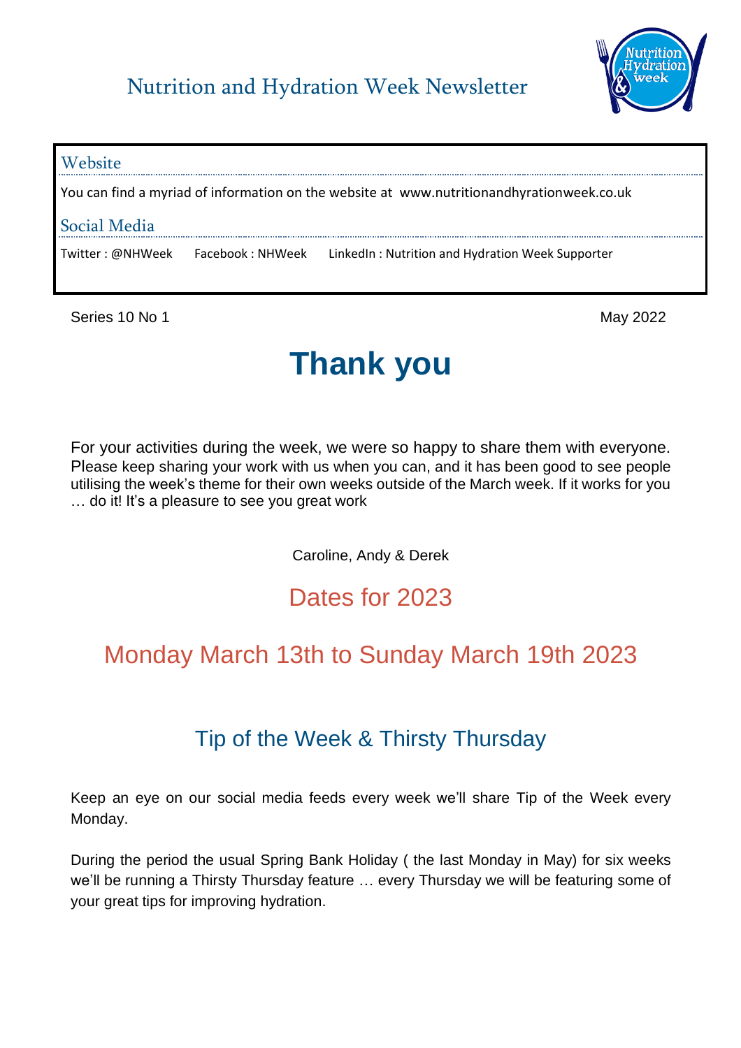# Nutrition and Hydration Week Newsletter

## Website

You can find a myriad of information on the website at www.nutritionandhyrationweek.co.uk

## Social Media

Twitter : @NHWeek Facebook : NHWeek LinkedIn : Nutrition and Hydration Week Supporter

Series 10 No 1 May 2022

# Thank you

For your activities during the week, we were so happy to share them with everyone. Please keep sharing your work with us when you can, and it has been good to see people utilising the week's theme for their own weeks outside of the March week. If it works for you … do it! It's a pleasure to see you great work

Caroline, Andy & Derek

## Dates for 2023

## Monday March 13th to Sunday March 19th 2023

## Tip of the Week & Thirsty Thursday

Keep an eye on our social media feeds every week we'll share Tip of the Week every Monday.

During the period the usual Spring Bank Holiday ( the last Monday in May) for six weeks we'll be running a Thirsty Thursday feature … every Thursday we will be featuring some of your great tips for improving hydration.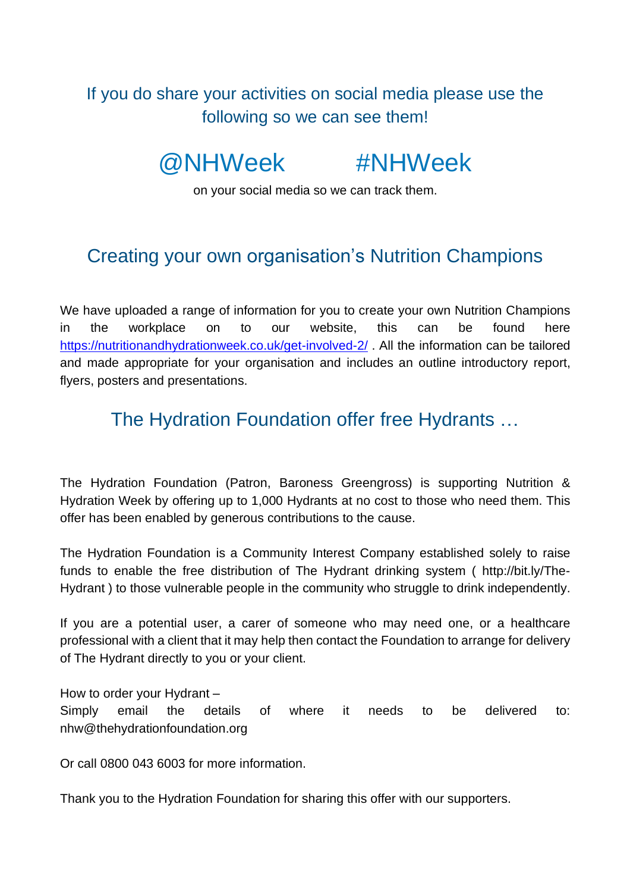## If you do share your activities on social media please use the following so we can see them!

## @NHWeek #NHWeek

on your social media so we can track them.

## Creating your own organisation's Nutrition Champions

We have uploaded a range of information for you to create your own Nutrition Champions in the workplace on to our website, this can be found here https://nutritionandhydrationweek.co.uk/get-involved-2/ . All the information can be tailored and made appropriate for your organisation and includes an outline introductory report, flyers, posters and presentations.

## The Hydration Foundation offer free Hydrants …

The Hydration Foundation (Patron, Baroness Greengross) is supporting Nutrition & Hydration Week by offering up to 1,000 Hydrants at no cost to those who need them. This offer has been enabled by generous contributions to the cause.

The Hydration Foundation is a Community Interest Company established solely to raise funds to enable the free distribution of The Hydrant drinking system ( http://bit.ly/The-Hydrant ) to those vulnerable people in the community who struggle to drink independently.

If you are a potential user, a carer of someone who may need one, or a healthcare professional with a client that it may help then contact the Foundation to arrange for delivery of The Hydrant directly to you or your client.

How to order your Hydrant –
Simply email the details of where it needs to be delivered to: nhw@thehydrationfoundation.org

Or call 0800 043 6003 for more information.

Thank you to the Hydration Foundation for sharing this offer with our supporters.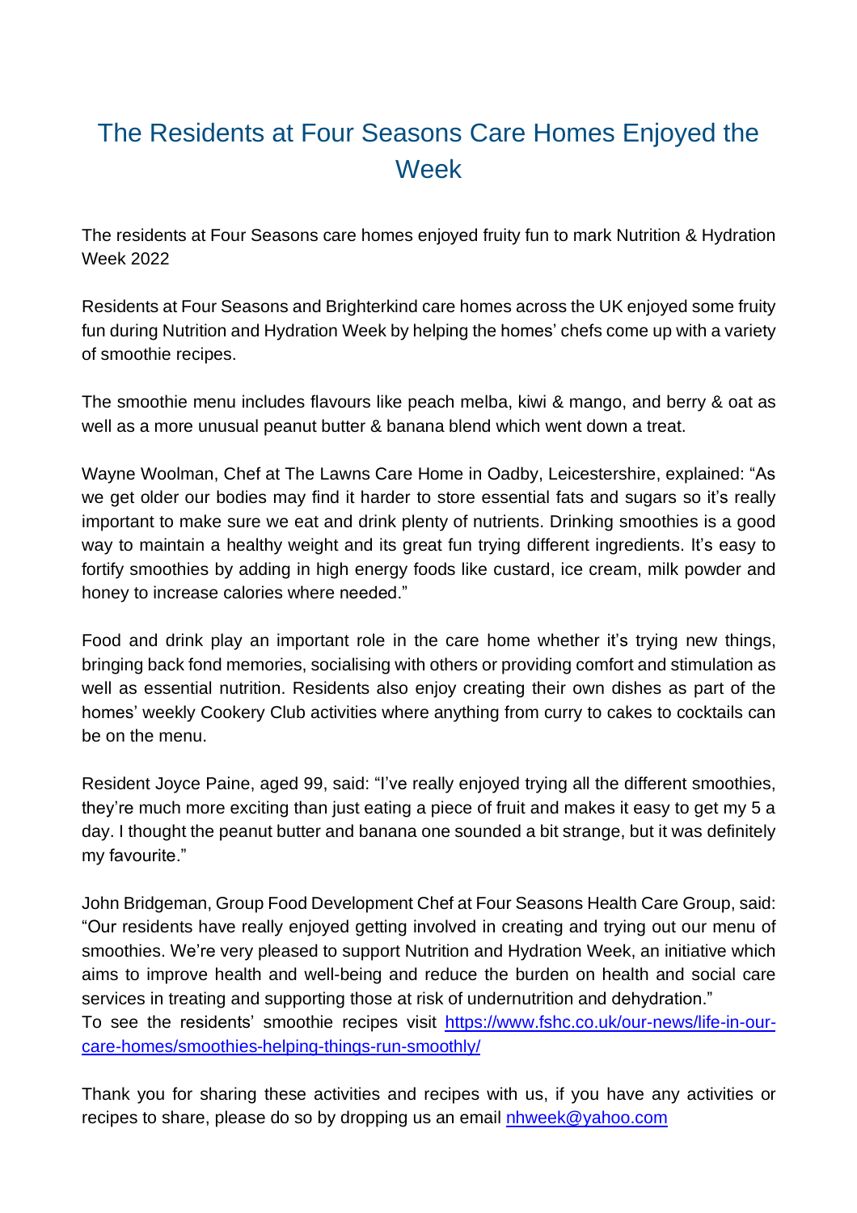# The Residents at Four Seasons Care Homes Enjoyed the Week

The residents at Four Seasons care homes enjoyed fruity fun to mark Nutrition & Hydration Week 2022

Residents at Four Seasons and Brighterkind care homes across the UK enjoyed some fruity fun during Nutrition and Hydration Week by helping the homes' chefs come up with a variety of smoothie recipes.

The smoothie menu includes flavours like peach melba, kiwi & mango, and berry & oat as well as a more unusual peanut butter & banana blend which went down a treat.

Wayne Woolman, Chef at The Lawns Care Home in Oadby, Leicestershire, explained: "As we get older our bodies may find it harder to store essential fats and sugars so it's really important to make sure we eat and drink plenty of nutrients. Drinking smoothies is a good way to maintain a healthy weight and its great fun trying different ingredients. It's easy to fortify smoothies by adding in high energy foods like custard, ice cream, milk powder and honey to increase calories where needed."

Food and drink play an important role in the care home whether it's trying new things, bringing back fond memories, socialising with others or providing comfort and stimulation as well as essential nutrition. Residents also enjoy creating their own dishes as part of the homes' weekly Cookery Club activities where anything from curry to cakes to cocktails can be on the menu.

Resident Joyce Paine, aged 99, said: "I've really enjoyed trying all the different smoothies, they're much more exciting than just eating a piece of fruit and makes it easy to get my 5 a day. I thought the peanut butter and banana one sounded a bit strange, but it was definitely my favourite."

John Bridgeman, Group Food Development Chef at Four Seasons Health Care Group, said: "Our residents have really enjoyed getting involved in creating and trying out our menu of smoothies. We're very pleased to support Nutrition and Hydration Week, an initiative which aims to improve health and well-being and reduce the burden on health and social care services in treating and supporting those at risk of undernutrition and dehydration."
To see the residents' smoothie recipes visit [https://www.fshc.co.uk/our-news/life-in-our-care-homes/smoothies-helping-things-run-smoothly/](https://www.fshc.co.uk/our-news/life-in-our-care-homes/smoothies-helping-things-run-smoothly/)

Thank you for sharing these activities and recipes with us, if you have any activities or recipes to share, please do so by dropping us an email [nhweek@yahoo.com](mailto:nhweek@yahoo.com)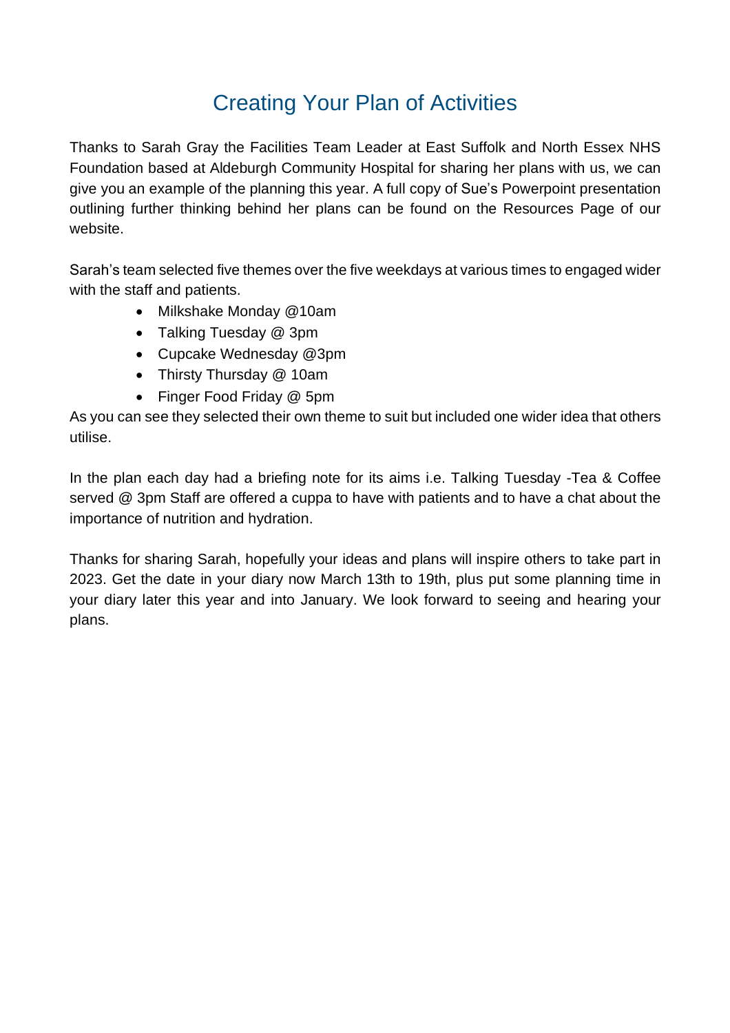# Creating Your Plan of Activities

Thanks to Sarah Gray the Facilities Team Leader at East Suffolk and North Essex NHS Foundation based at Aldeburgh Community Hospital for sharing her plans with us, we can give you an example of the planning this year. A full copy of Sue's Powerpoint presentation outlining further thinking behind her plans can be found on the Resources Page of our website.

Sarah's team selected five themes over the five weekdays at various times to engaged wider with the staff and patients.

- Milkshake Monday @10am
- Talking Tuesday @ 3pm
- Cupcake Wednesday @3pm
- Thirsty Thursday @ 10am
- Finger Food Friday @ 5pm

As you can see they selected their own theme to suit but included one wider idea that others utilise.

In the plan each day had a briefing note for its aims i.e. Talking Tuesday -Tea & Coffee served @ 3pm Staff are offered a cuppa to have with patients and to have a chat about the importance of nutrition and hydration.

Thanks for sharing Sarah, hopefully your ideas and plans will inspire others to take part in 2023. Get the date in your diary now March 13th to 19th, plus put some planning time in your diary later this year and into January. We look forward to seeing and hearing your plans.